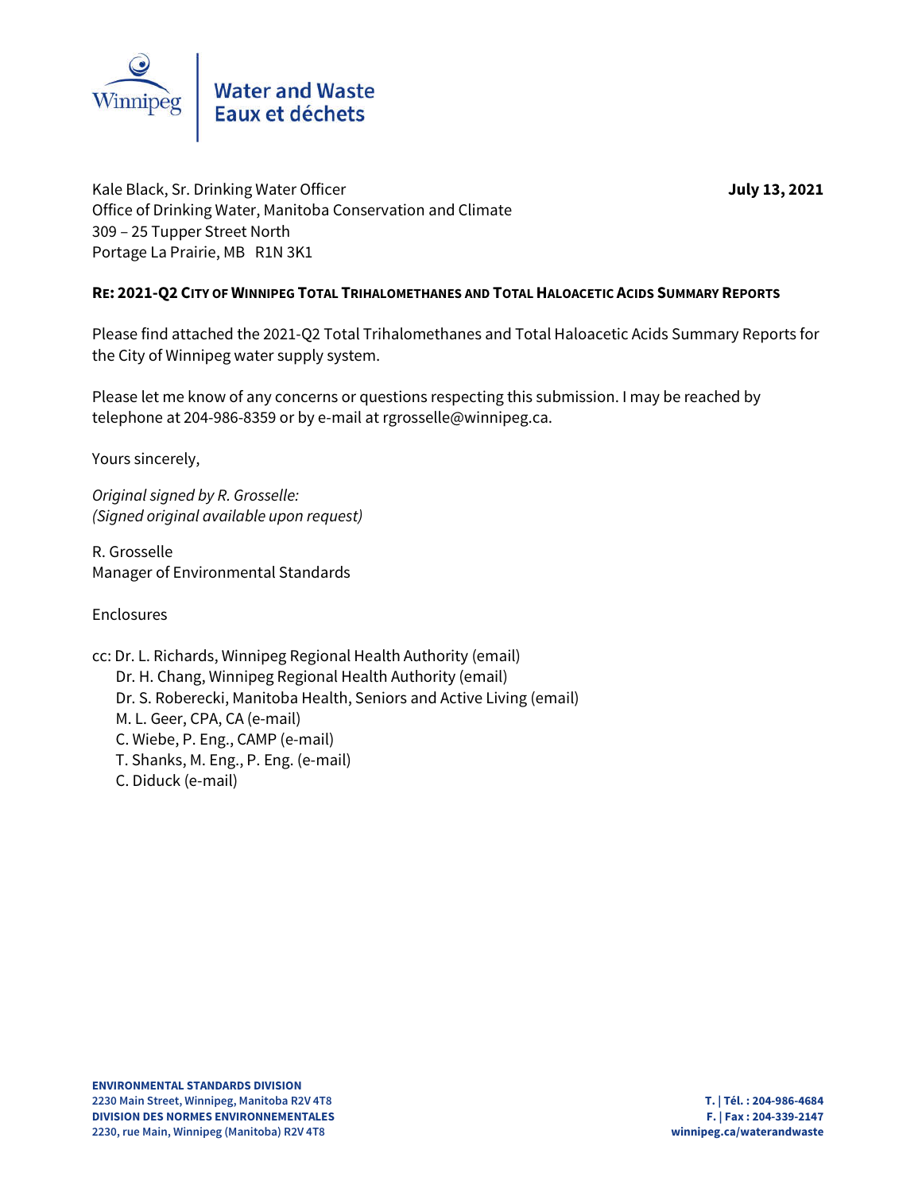Water and Waste
Eaux et déchets

Kale Black, Sr. Drinking Water Officer
Office of Drinking Water, Manitoba Conservation and Climate
309 – 25 Tupper Street North
Portage La Prairie, MB R1N 3K1

**July 13, 2021**

**RE: 2021-Q2 CITY OF WINNIPEG TOTAL TRIHALOMETHANES AND TOTAL HALOACETIC ACIDS SUMMARY REPORTS**

Please find attached the 2021-Q2 Total Trihalomethanes and Total Haloacetic Acids Summary Reports for the City of Winnipeg water supply system.

Please let me know of any concerns or questions respecting this submission. I may be reached by telephone at 204-986-8359 or by e-mail at rgrosselle@winnipeg.ca.

Yours sincerely,

*Original signed by R. Grosselle:*
*(Signed original available upon request)*

R. Grosselle
Manager of Environmental Standards

Enclosures

cc: Dr. L. Richards, Winnipeg Regional Health Authority (email)
Dr. H. Chang, Winnipeg Regional Health Authority (email)
Dr. S. Roberecki, Manitoba Health, Seniors and Active Living (email)
M. L. Geer, CPA, CA (e-mail)
C. Wiebe, P. Eng., CAMP (e-mail)
T. Shanks, M. Eng., P. Eng. (e-mail)
C. Diduck (e-mail)

**ENVIRONMENTAL STANDARDS DIVISION**
**2230 Main Street, Winnipeg, Manitoba R2V 4T8**
**DIVISION DES NORMES ENVIRONNEMENTALES**
**2230, rue Main, Winnipeg (Manitoba) R2V 4T8**

**T. | Tél. : 204-986-4684**
**F. | Fax : 204-339-2147**
**winnipeg.ca/waterandwaste**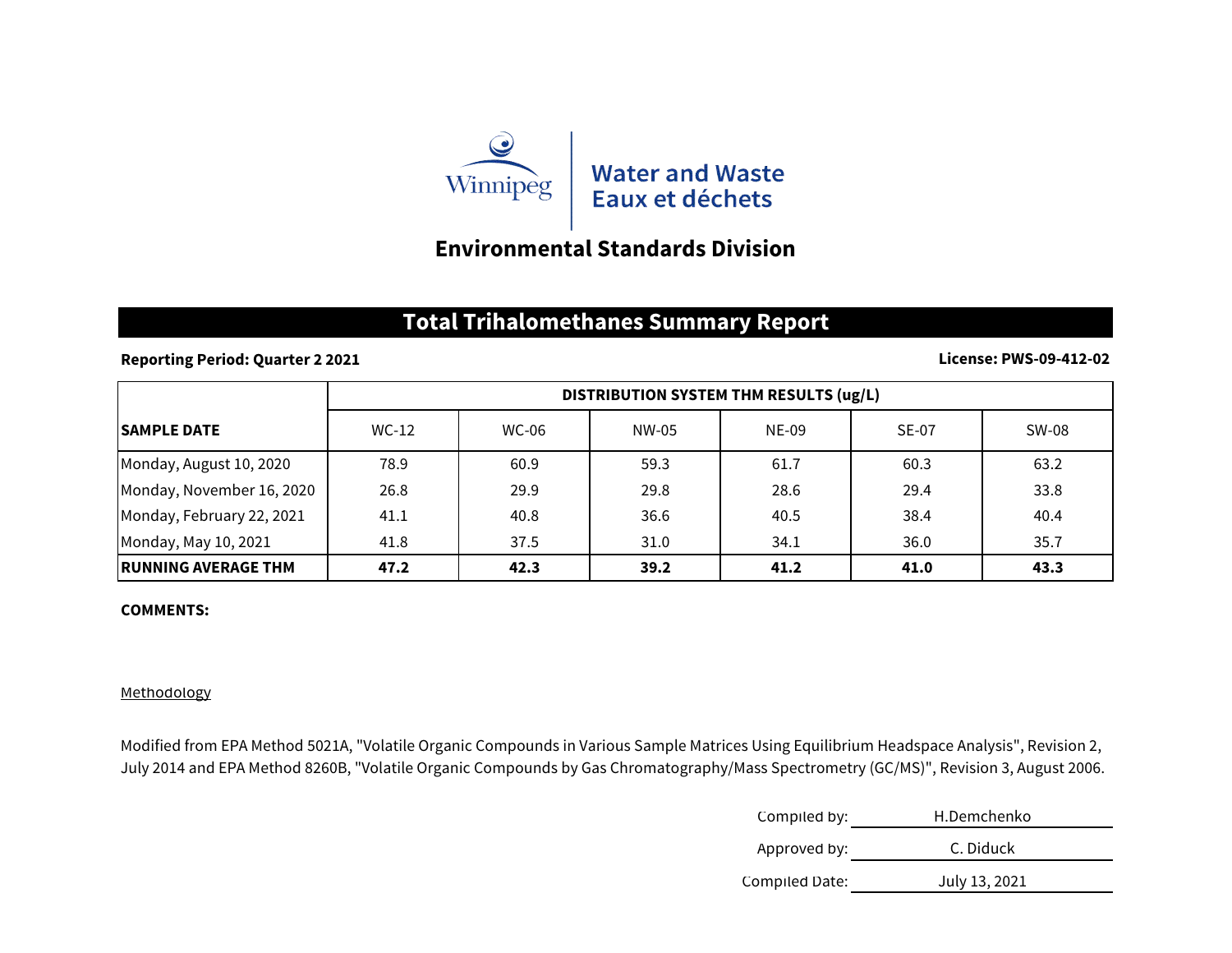Winnipeg

Water and Waste
Eaux et déchets

## Environmental Standards Division

# Total Trihalomethanes Summary Report

**Reporting Period: Quarter 2 2021** **License: PWS-09-412-02**

| SAMPLE DATE | DISTRIBUTION SYSTEM THM RESULTS (ug/L) | | | | | |
|---|---|---|---|---|---|---|
| | WC-12 | WC-06 | NW-05 | NE-09 | SE-07 | SW-08 |
| Monday, August 10, 2020 | 78.9 | 60.9 | 59.3 | 61.7 | 60.3 | 63.2 |
| Monday, November 16, 2020 | 26.8 | 29.9 | 29.8 | 28.6 | 29.4 | 33.8 |
| Monday, February 22, 2021 | 41.1 | 40.8 | 36.6 | 40.5 | 38.4 | 40.4 |
| Monday, May 10, 2021 | 41.8 | 37.5 | 31.0 | 34.1 | 36.0 | 35.7 |
| **RUNNING AVERAGE THM** | **47.2** | **42.3** | **39.2** | **41.2** | **41.0** | **43.3** |

**COMMENTS:**

Methodology

Modified from EPA Method 5021A, "Volatile Organic Compounds in Various Sample Matrices Using Equilibrium Headspace Analysis", Revision 2, July 2014 and EPA Method 8260B, "Volatile Organic Compounds by Gas Chromatography/Mass Spectrometry (GC/MS)", Revision 3, August 2006.

Compiled by: H.Demchenko

Approved by: C. Diduck

Compiled Date: July 13, 2021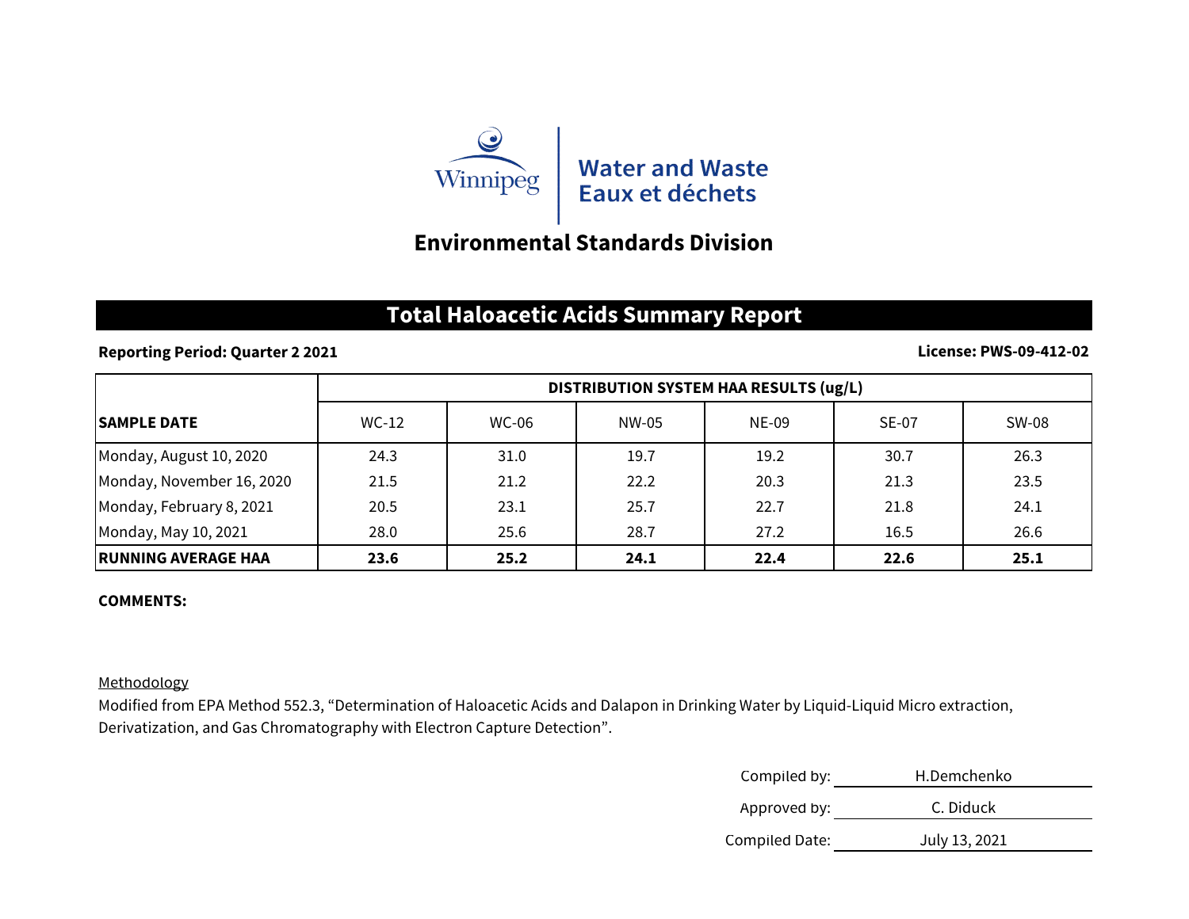Winnipeg

Water and Waste
Eaux et déchets

## Environmental Standards Division

# Total Haloacetic Acids Summary Report

**Reporting Period: Quarter 2 2021** **License: PWS-09-412-02**

| SAMPLE DATE | DISTRIBUTION SYSTEM HAA RESULTS (ug/L) | | | | | |
|---|---|---|---|---|---|---|
| | WC-12 | WC-06 | NW-05 | NE-09 | SE-07 | SW-08 |
| Monday, August 10, 2020 | 24.3 | 31.0 | 19.7 | 19.2 | 30.7 | 26.3 |
| Monday, November 16, 2020 | 21.5 | 21.2 | 22.2 | 20.3 | 21.3 | 23.5 |
| Monday, February 8, 2021 | 20.5 | 23.1 | 25.7 | 22.7 | 21.8 | 24.1 |
| Monday, May 10, 2021 | 28.0 | 25.6 | 28.7 | 27.2 | 16.5 | 26.6 |
| **RUNNING AVERAGE HAA** | **23.6** | **25.2** | **24.1** | **22.4** | **22.6** | **25.1** |

**COMMENTS:**

Methodology

Modified from EPA Method 552.3, "Determination of Haloacetic Acids and Dalapon in Drinking Water by Liquid-Liquid Micro extraction, Derivatization, and Gas Chromatography with Electron Capture Detection".

Compiled by: H.Demchenko

Approved by: C. Diduck

Compiled Date: July 13, 2021